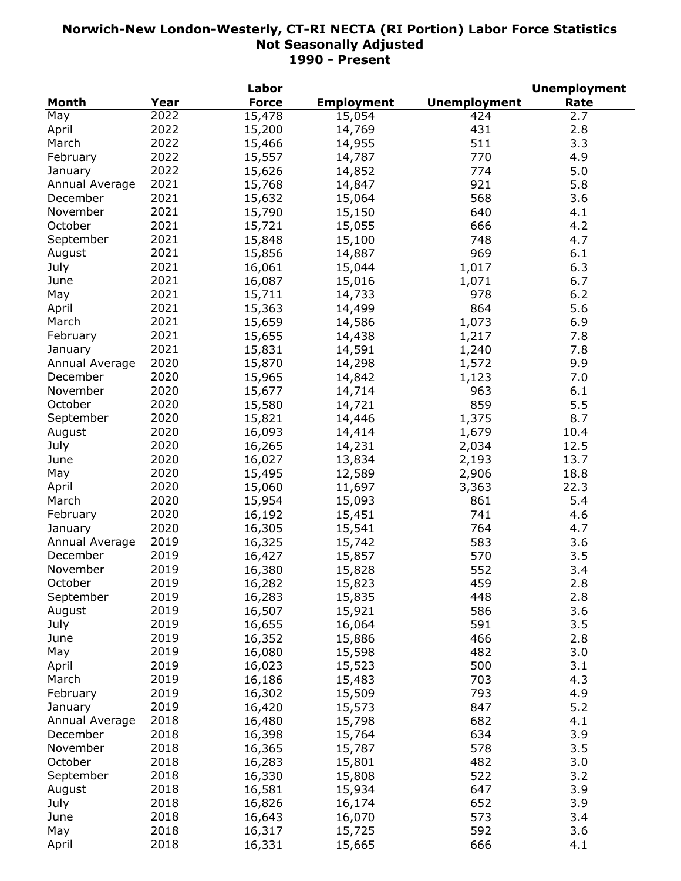# Norwich-New London-Westerly, CT-RI NECTA (RI Portion) Labor Force Statistics
## Not Seasonally Adjusted
## 1990 - Present

| Month | Year | Labor Force | Employment | Unemployment | Unemployment Rate |
|---|---|---|---|---|---|
| May | 2022 | 15,478 | 15,054 | 424 | 2.7 |
| April | 2022 | 15,200 | 14,769 | 431 | 2.8 |
| March | 2022 | 15,466 | 14,955 | 511 | 3.3 |
| February | 2022 | 15,557 | 14,787 | 770 | 4.9 |
| January | 2022 | 15,626 | 14,852 | 774 | 5.0 |
| Annual Average | 2021 | 15,768 | 14,847 | 921 | 5.8 |
| December | 2021 | 15,632 | 15,064 | 568 | 3.6 |
| November | 2021 | 15,790 | 15,150 | 640 | 4.1 |
| October | 2021 | 15,721 | 15,055 | 666 | 4.2 |
| September | 2021 | 15,848 | 15,100 | 748 | 4.7 |
| August | 2021 | 15,856 | 14,887 | 969 | 6.1 |
| July | 2021 | 16,061 | 15,044 | 1,017 | 6.3 |
| June | 2021 | 16,087 | 15,016 | 1,071 | 6.7 |
| May | 2021 | 15,711 | 14,733 | 978 | 6.2 |
| April | 2021 | 15,363 | 14,499 | 864 | 5.6 |
| March | 2021 | 15,659 | 14,586 | 1,073 | 6.9 |
| February | 2021 | 15,655 | 14,438 | 1,217 | 7.8 |
| January | 2021 | 15,831 | 14,591 | 1,240 | 7.8 |
| Annual Average | 2020 | 15,870 | 14,298 | 1,572 | 9.9 |
| December | 2020 | 15,965 | 14,842 | 1,123 | 7.0 |
| November | 2020 | 15,677 | 14,714 | 963 | 6.1 |
| October | 2020 | 15,580 | 14,721 | 859 | 5.5 |
| September | 2020 | 15,821 | 14,446 | 1,375 | 8.7 |
| August | 2020 | 16,093 | 14,414 | 1,679 | 10.4 |
| July | 2020 | 16,265 | 14,231 | 2,034 | 12.5 |
| June | 2020 | 16,027 | 13,834 | 2,193 | 13.7 |
| May | 2020 | 15,495 | 12,589 | 2,906 | 18.8 |
| April | 2020 | 15,060 | 11,697 | 3,363 | 22.3 |
| March | 2020 | 15,954 | 15,093 | 861 | 5.4 |
| February | 2020 | 16,192 | 15,451 | 741 | 4.6 |
| January | 2020 | 16,305 | 15,541 | 764 | 4.7 |
| Annual Average | 2019 | 16,325 | 15,742 | 583 | 3.6 |
| December | 2019 | 16,427 | 15,857 | 570 | 3.5 |
| November | 2019 | 16,380 | 15,828 | 552 | 3.4 |
| October | 2019 | 16,282 | 15,823 | 459 | 2.8 |
| September | 2019 | 16,283 | 15,835 | 448 | 2.8 |
| August | 2019 | 16,507 | 15,921 | 586 | 3.6 |
| July | 2019 | 16,655 | 16,064 | 591 | 3.5 |
| June | 2019 | 16,352 | 15,886 | 466 | 2.8 |
| May | 2019 | 16,080 | 15,598 | 482 | 3.0 |
| April | 2019 | 16,023 | 15,523 | 500 | 3.1 |
| March | 2019 | 16,186 | 15,483 | 703 | 4.3 |
| February | 2019 | 16,302 | 15,509 | 793 | 4.9 |
| January | 2019 | 16,420 | 15,573 | 847 | 5.2 |
| Annual Average | 2018 | 16,480 | 15,798 | 682 | 4.1 |
| December | 2018 | 16,398 | 15,764 | 634 | 3.9 |
| November | 2018 | 16,365 | 15,787 | 578 | 3.5 |
| October | 2018 | 16,283 | 15,801 | 482 | 3.0 |
| September | 2018 | 16,330 | 15,808 | 522 | 3.2 |
| August | 2018 | 16,581 | 15,934 | 647 | 3.9 |
| July | 2018 | 16,826 | 16,174 | 652 | 3.9 |
| June | 2018 | 16,643 | 16,070 | 573 | 3.4 |
| May | 2018 | 16,317 | 15,725 | 592 | 3.6 |
| April | 2018 | 16,331 | 15,665 | 666 | 4.1 |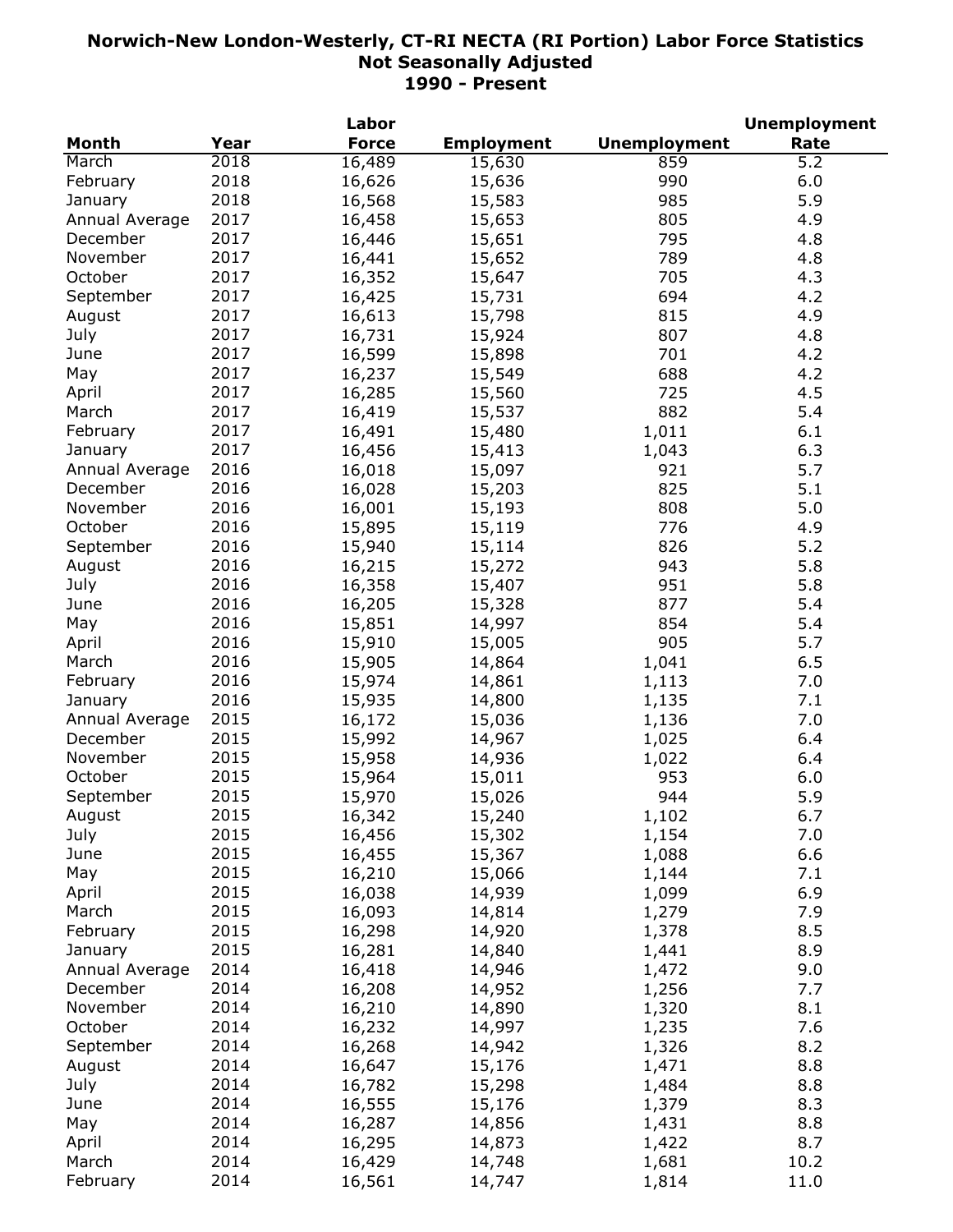# Norwich-New London-Westerly, CT-RI NECTA (RI Portion) Labor Force Statistics
## Not Seasonally Adjusted
## 1990 - Present

| Month | Year | Labor Force | Employment | Unemployment | Unemployment Rate |
|---|---|---|---|---|---|
| March | 2018 | 16,489 | 15,630 | 859 | 5.2 |
| February | 2018 | 16,626 | 15,636 | 990 | 6.0 |
| January | 2018 | 16,568 | 15,583 | 985 | 5.9 |
| Annual Average | 2017 | 16,458 | 15,653 | 805 | 4.9 |
| December | 2017 | 16,446 | 15,651 | 795 | 4.8 |
| November | 2017 | 16,441 | 15,652 | 789 | 4.8 |
| October | 2017 | 16,352 | 15,647 | 705 | 4.3 |
| September | 2017 | 16,425 | 15,731 | 694 | 4.2 |
| August | 2017 | 16,613 | 15,798 | 815 | 4.9 |
| July | 2017 | 16,731 | 15,924 | 807 | 4.8 |
| June | 2017 | 16,599 | 15,898 | 701 | 4.2 |
| May | 2017 | 16,237 | 15,549 | 688 | 4.2 |
| April | 2017 | 16,285 | 15,560 | 725 | 4.5 |
| March | 2017 | 16,419 | 15,537 | 882 | 5.4 |
| February | 2017 | 16,491 | 15,480 | 1,011 | 6.1 |
| January | 2017 | 16,456 | 15,413 | 1,043 | 6.3 |
| Annual Average | 2016 | 16,018 | 15,097 | 921 | 5.7 |
| December | 2016 | 16,028 | 15,203 | 825 | 5.1 |
| November | 2016 | 16,001 | 15,193 | 808 | 5.0 |
| October | 2016 | 15,895 | 15,119 | 776 | 4.9 |
| September | 2016 | 15,940 | 15,114 | 826 | 5.2 |
| August | 2016 | 16,215 | 15,272 | 943 | 5.8 |
| July | 2016 | 16,358 | 15,407 | 951 | 5.8 |
| June | 2016 | 16,205 | 15,328 | 877 | 5.4 |
| May | 2016 | 15,851 | 14,997 | 854 | 5.4 |
| April | 2016 | 15,910 | 15,005 | 905 | 5.7 |
| March | 2016 | 15,905 | 14,864 | 1,041 | 6.5 |
| February | 2016 | 15,974 | 14,861 | 1,113 | 7.0 |
| January | 2016 | 15,935 | 14,800 | 1,135 | 7.1 |
| Annual Average | 2015 | 16,172 | 15,036 | 1,136 | 7.0 |
| December | 2015 | 15,992 | 14,967 | 1,025 | 6.4 |
| November | 2015 | 15,958 | 14,936 | 1,022 | 6.4 |
| October | 2015 | 15,964 | 15,011 | 953 | 6.0 |
| September | 2015 | 15,970 | 15,026 | 944 | 5.9 |
| August | 2015 | 16,342 | 15,240 | 1,102 | 6.7 |
| July | 2015 | 16,456 | 15,302 | 1,154 | 7.0 |
| June | 2015 | 16,455 | 15,367 | 1,088 | 6.6 |
| May | 2015 | 16,210 | 15,066 | 1,144 | 7.1 |
| April | 2015 | 16,038 | 14,939 | 1,099 | 6.9 |
| March | 2015 | 16,093 | 14,814 | 1,279 | 7.9 |
| February | 2015 | 16,298 | 14,920 | 1,378 | 8.5 |
| January | 2015 | 16,281 | 14,840 | 1,441 | 8.9 |
| Annual Average | 2014 | 16,418 | 14,946 | 1,472 | 9.0 |
| December | 2014 | 16,208 | 14,952 | 1,256 | 7.7 |
| November | 2014 | 16,210 | 14,890 | 1,320 | 8.1 |
| October | 2014 | 16,232 | 14,997 | 1,235 | 7.6 |
| September | 2014 | 16,268 | 14,942 | 1,326 | 8.2 |
| August | 2014 | 16,647 | 15,176 | 1,471 | 8.8 |
| July | 2014 | 16,782 | 15,298 | 1,484 | 8.8 |
| June | 2014 | 16,555 | 15,176 | 1,379 | 8.3 |
| May | 2014 | 16,287 | 14,856 | 1,431 | 8.8 |
| April | 2014 | 16,295 | 14,873 | 1,422 | 8.7 |
| March | 2014 | 16,429 | 14,748 | 1,681 | 10.2 |
| February | 2014 | 16,561 | 14,747 | 1,814 | 11.0 |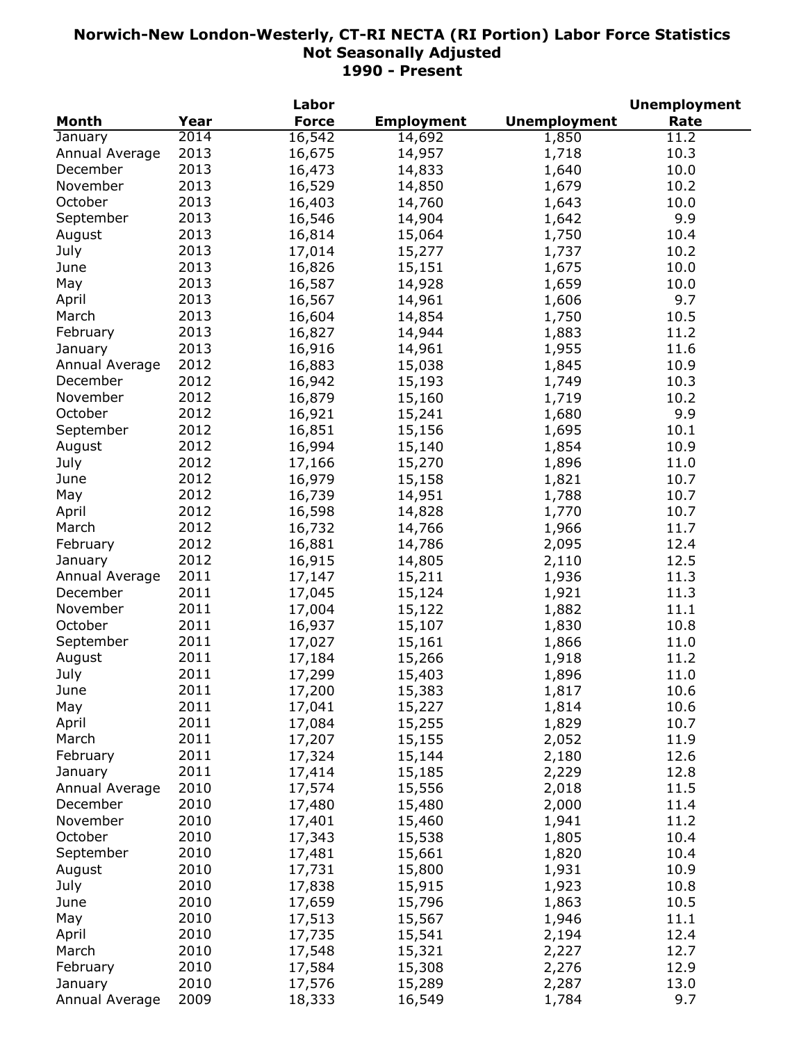# Norwich-New London-Westerly, CT-RI NECTA (RI Portion) Labor Force Statistics
## Not Seasonally Adjusted
## 1990 - Present

| Month | Year | Labor Force | Employment | Unemployment | Unemployment Rate |
|---|---|---|---|---|---|
| January | 2014 | 16,542 | 14,692 | 1,850 | 11.2 |
| Annual Average | 2013 | 16,675 | 14,957 | 1,718 | 10.3 |
| December | 2013 | 16,473 | 14,833 | 1,640 | 10.0 |
| November | 2013 | 16,529 | 14,850 | 1,679 | 10.2 |
| October | 2013 | 16,403 | 14,760 | 1,643 | 10.0 |
| September | 2013 | 16,546 | 14,904 | 1,642 | 9.9 |
| August | 2013 | 16,814 | 15,064 | 1,750 | 10.4 |
| July | 2013 | 17,014 | 15,277 | 1,737 | 10.2 |
| June | 2013 | 16,826 | 15,151 | 1,675 | 10.0 |
| May | 2013 | 16,587 | 14,928 | 1,659 | 10.0 |
| April | 2013 | 16,567 | 14,961 | 1,606 | 9.7 |
| March | 2013 | 16,604 | 14,854 | 1,750 | 10.5 |
| February | 2013 | 16,827 | 14,944 | 1,883 | 11.2 |
| January | 2013 | 16,916 | 14,961 | 1,955 | 11.6 |
| Annual Average | 2012 | 16,883 | 15,038 | 1,845 | 10.9 |
| December | 2012 | 16,942 | 15,193 | 1,749 | 10.3 |
| November | 2012 | 16,879 | 15,160 | 1,719 | 10.2 |
| October | 2012 | 16,921 | 15,241 | 1,680 | 9.9 |
| September | 2012 | 16,851 | 15,156 | 1,695 | 10.1 |
| August | 2012 | 16,994 | 15,140 | 1,854 | 10.9 |
| July | 2012 | 17,166 | 15,270 | 1,896 | 11.0 |
| June | 2012 | 16,979 | 15,158 | 1,821 | 10.7 |
| May | 2012 | 16,739 | 14,951 | 1,788 | 10.7 |
| April | 2012 | 16,598 | 14,828 | 1,770 | 10.7 |
| March | 2012 | 16,732 | 14,766 | 1,966 | 11.7 |
| February | 2012 | 16,881 | 14,786 | 2,095 | 12.4 |
| January | 2012 | 16,915 | 14,805 | 2,110 | 12.5 |
| Annual Average | 2011 | 17,147 | 15,211 | 1,936 | 11.3 |
| December | 2011 | 17,045 | 15,124 | 1,921 | 11.3 |
| November | 2011 | 17,004 | 15,122 | 1,882 | 11.1 |
| October | 2011 | 16,937 | 15,107 | 1,830 | 10.8 |
| September | 2011 | 17,027 | 15,161 | 1,866 | 11.0 |
| August | 2011 | 17,184 | 15,266 | 1,918 | 11.2 |
| July | 2011 | 17,299 | 15,403 | 1,896 | 11.0 |
| June | 2011 | 17,200 | 15,383 | 1,817 | 10.6 |
| May | 2011 | 17,041 | 15,227 | 1,814 | 10.6 |
| April | 2011 | 17,084 | 15,255 | 1,829 | 10.7 |
| March | 2011 | 17,207 | 15,155 | 2,052 | 11.9 |
| February | 2011 | 17,324 | 15,144 | 2,180 | 12.6 |
| January | 2011 | 17,414 | 15,185 | 2,229 | 12.8 |
| Annual Average | 2010 | 17,574 | 15,556 | 2,018 | 11.5 |
| December | 2010 | 17,480 | 15,480 | 2,000 | 11.4 |
| November | 2010 | 17,401 | 15,460 | 1,941 | 11.2 |
| October | 2010 | 17,343 | 15,538 | 1,805 | 10.4 |
| September | 2010 | 17,481 | 15,661 | 1,820 | 10.4 |
| August | 2010 | 17,731 | 15,800 | 1,931 | 10.9 |
| July | 2010 | 17,838 | 15,915 | 1,923 | 10.8 |
| June | 2010 | 17,659 | 15,796 | 1,863 | 10.5 |
| May | 2010 | 17,513 | 15,567 | 1,946 | 11.1 |
| April | 2010 | 17,735 | 15,541 | 2,194 | 12.4 |
| March | 2010 | 17,548 | 15,321 | 2,227 | 12.7 |
| February | 2010 | 17,584 | 15,308 | 2,276 | 12.9 |
| January | 2010 | 17,576 | 15,289 | 2,287 | 13.0 |
| Annual Average | 2009 | 18,333 | 16,549 | 1,784 | 9.7 |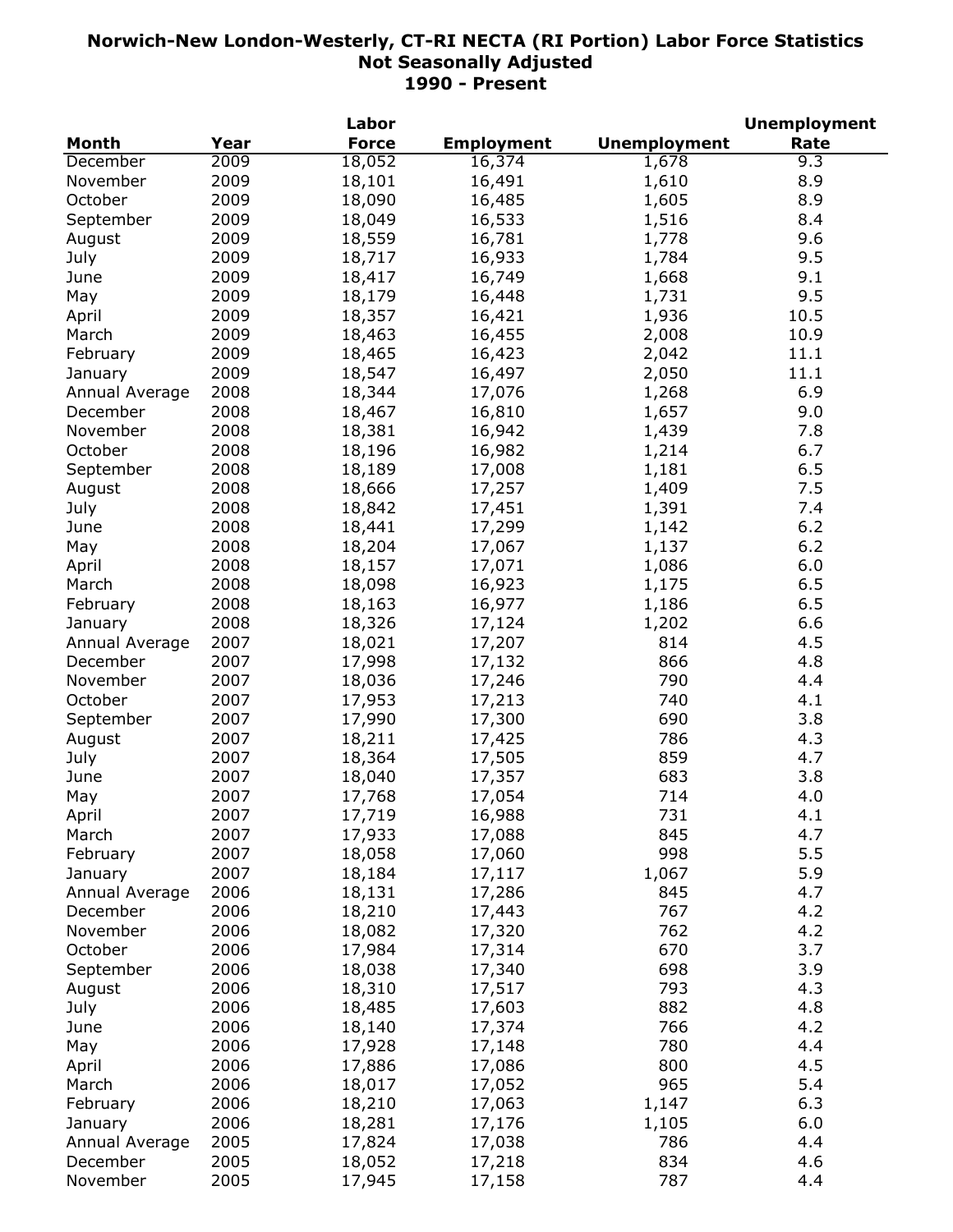# Norwich-New London-Westerly, CT-RI NECTA (RI Portion) Labor Force Statistics
## Not Seasonally Adjusted
## 1990 - Present

| Month | Year | Labor Force | Employment | Unemployment | Unemployment Rate |
|---|---|---|---|---|---|
| December | 2009 | 18,052 | 16,374 | 1,678 | 9.3 |
| November | 2009 | 18,101 | 16,491 | 1,610 | 8.9 |
| October | 2009 | 18,090 | 16,485 | 1,605 | 8.9 |
| September | 2009 | 18,049 | 16,533 | 1,516 | 8.4 |
| August | 2009 | 18,559 | 16,781 | 1,778 | 9.6 |
| July | 2009 | 18,717 | 16,933 | 1,784 | 9.5 |
| June | 2009 | 18,417 | 16,749 | 1,668 | 9.1 |
| May | 2009 | 18,179 | 16,448 | 1,731 | 9.5 |
| April | 2009 | 18,357 | 16,421 | 1,936 | 10.5 |
| March | 2009 | 18,463 | 16,455 | 2,008 | 10.9 |
| February | 2009 | 18,465 | 16,423 | 2,042 | 11.1 |
| January | 2009 | 18,547 | 16,497 | 2,050 | 11.1 |
| Annual Average | 2008 | 18,344 | 17,076 | 1,268 | 6.9 |
| December | 2008 | 18,467 | 16,810 | 1,657 | 9.0 |
| November | 2008 | 18,381 | 16,942 | 1,439 | 7.8 |
| October | 2008 | 18,196 | 16,982 | 1,214 | 6.7 |
| September | 2008 | 18,189 | 17,008 | 1,181 | 6.5 |
| August | 2008 | 18,666 | 17,257 | 1,409 | 7.5 |
| July | 2008 | 18,842 | 17,451 | 1,391 | 7.4 |
| June | 2008 | 18,441 | 17,299 | 1,142 | 6.2 |
| May | 2008 | 18,204 | 17,067 | 1,137 | 6.2 |
| April | 2008 | 18,157 | 17,071 | 1,086 | 6.0 |
| March | 2008 | 18,098 | 16,923 | 1,175 | 6.5 |
| February | 2008 | 18,163 | 16,977 | 1,186 | 6.5 |
| January | 2008 | 18,326 | 17,124 | 1,202 | 6.6 |
| Annual Average | 2007 | 18,021 | 17,207 | 814 | 4.5 |
| December | 2007 | 17,998 | 17,132 | 866 | 4.8 |
| November | 2007 | 18,036 | 17,246 | 790 | 4.4 |
| October | 2007 | 17,953 | 17,213 | 740 | 4.1 |
| September | 2007 | 17,990 | 17,300 | 690 | 3.8 |
| August | 2007 | 18,211 | 17,425 | 786 | 4.3 |
| July | 2007 | 18,364 | 17,505 | 859 | 4.7 |
| June | 2007 | 18,040 | 17,357 | 683 | 3.8 |
| May | 2007 | 17,768 | 17,054 | 714 | 4.0 |
| April | 2007 | 17,719 | 16,988 | 731 | 4.1 |
| March | 2007 | 17,933 | 17,088 | 845 | 4.7 |
| February | 2007 | 18,058 | 17,060 | 998 | 5.5 |
| January | 2007 | 18,184 | 17,117 | 1,067 | 5.9 |
| Annual Average | 2006 | 18,131 | 17,286 | 845 | 4.7 |
| December | 2006 | 18,210 | 17,443 | 767 | 4.2 |
| November | 2006 | 18,082 | 17,320 | 762 | 4.2 |
| October | 2006 | 17,984 | 17,314 | 670 | 3.7 |
| September | 2006 | 18,038 | 17,340 | 698 | 3.9 |
| August | 2006 | 18,310 | 17,517 | 793 | 4.3 |
| July | 2006 | 18,485 | 17,603 | 882 | 4.8 |
| June | 2006 | 18,140 | 17,374 | 766 | 4.2 |
| May | 2006 | 17,928 | 17,148 | 780 | 4.4 |
| April | 2006 | 17,886 | 17,086 | 800 | 4.5 |
| March | 2006 | 18,017 | 17,052 | 965 | 5.4 |
| February | 2006 | 18,210 | 17,063 | 1,147 | 6.3 |
| January | 2006 | 18,281 | 17,176 | 1,105 | 6.0 |
| Annual Average | 2005 | 17,824 | 17,038 | 786 | 4.4 |
| December | 2005 | 18,052 | 17,218 | 834 | 4.6 |
| November | 2005 | 17,945 | 17,158 | 787 | 4.4 |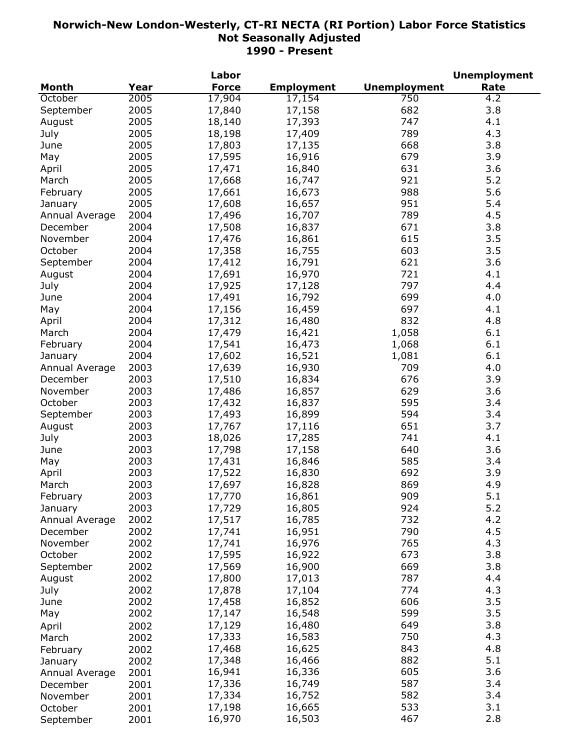# Norwich-New London-Westerly, CT-RI NECTA (RI Portion) Labor Force Statistics
## Not Seasonally Adjusted
## 1990 - Present

| Month | Year | Labor Force | Employment | Unemployment | Unemployment Rate |
|---|---|---|---|---|---|
| October | 2005 | 17,904 | 17,154 | 750 | 4.2 |
| September | 2005 | 17,840 | 17,158 | 682 | 3.8 |
| August | 2005 | 18,140 | 17,393 | 747 | 4.1 |
| July | 2005 | 18,198 | 17,409 | 789 | 4.3 |
| June | 2005 | 17,803 | 17,135 | 668 | 3.8 |
| May | 2005 | 17,595 | 16,916 | 679 | 3.9 |
| April | 2005 | 17,471 | 16,840 | 631 | 3.6 |
| March | 2005 | 17,668 | 16,747 | 921 | 5.2 |
| February | 2005 | 17,661 | 16,673 | 988 | 5.6 |
| January | 2005 | 17,608 | 16,657 | 951 | 5.4 |
| Annual Average | 2004 | 17,496 | 16,707 | 789 | 4.5 |
| December | 2004 | 17,508 | 16,837 | 671 | 3.8 |
| November | 2004 | 17,476 | 16,861 | 615 | 3.5 |
| October | 2004 | 17,358 | 16,755 | 603 | 3.5 |
| September | 2004 | 17,412 | 16,791 | 621 | 3.6 |
| August | 2004 | 17,691 | 16,970 | 721 | 4.1 |
| July | 2004 | 17,925 | 17,128 | 797 | 4.4 |
| June | 2004 | 17,491 | 16,792 | 699 | 4.0 |
| May | 2004 | 17,156 | 16,459 | 697 | 4.1 |
| April | 2004 | 17,312 | 16,480 | 832 | 4.8 |
| March | 2004 | 17,479 | 16,421 | 1,058 | 6.1 |
| February | 2004 | 17,541 | 16,473 | 1,068 | 6.1 |
| January | 2004 | 17,602 | 16,521 | 1,081 | 6.1 |
| Annual Average | 2003 | 17,639 | 16,930 | 709 | 4.0 |
| December | 2003 | 17,510 | 16,834 | 676 | 3.9 |
| November | 2003 | 17,486 | 16,857 | 629 | 3.6 |
| October | 2003 | 17,432 | 16,837 | 595 | 3.4 |
| September | 2003 | 17,493 | 16,899 | 594 | 3.4 |
| August | 2003 | 17,767 | 17,116 | 651 | 3.7 |
| July | 2003 | 18,026 | 17,285 | 741 | 4.1 |
| June | 2003 | 17,798 | 17,158 | 640 | 3.6 |
| May | 2003 | 17,431 | 16,846 | 585 | 3.4 |
| April | 2003 | 17,522 | 16,830 | 692 | 3.9 |
| March | 2003 | 17,697 | 16,828 | 869 | 4.9 |
| February | 2003 | 17,770 | 16,861 | 909 | 5.1 |
| January | 2003 | 17,729 | 16,805 | 924 | 5.2 |
| Annual Average | 2002 | 17,517 | 16,785 | 732 | 4.2 |
| December | 2002 | 17,741 | 16,951 | 790 | 4.5 |
| November | 2002 | 17,741 | 16,976 | 765 | 4.3 |
| October | 2002 | 17,595 | 16,922 | 673 | 3.8 |
| September | 2002 | 17,569 | 16,900 | 669 | 3.8 |
| August | 2002 | 17,800 | 17,013 | 787 | 4.4 |
| July | 2002 | 17,878 | 17,104 | 774 | 4.3 |
| June | 2002 | 17,458 | 16,852 | 606 | 3.5 |
| May | 2002 | 17,147 | 16,548 | 599 | 3.5 |
| April | 2002 | 17,129 | 16,480 | 649 | 3.8 |
| March | 2002 | 17,333 | 16,583 | 750 | 4.3 |
| February | 2002 | 17,468 | 16,625 | 843 | 4.8 |
| January | 2002 | 17,348 | 16,466 | 882 | 5.1 |
| Annual Average | 2001 | 16,941 | 16,336 | 605 | 3.6 |
| December | 2001 | 17,336 | 16,749 | 587 | 3.4 |
| November | 2001 | 17,334 | 16,752 | 582 | 3.4 |
| October | 2001 | 17,198 | 16,665 | 533 | 3.1 |
| September | 2001 | 16,970 | 16,503 | 467 | 2.8 |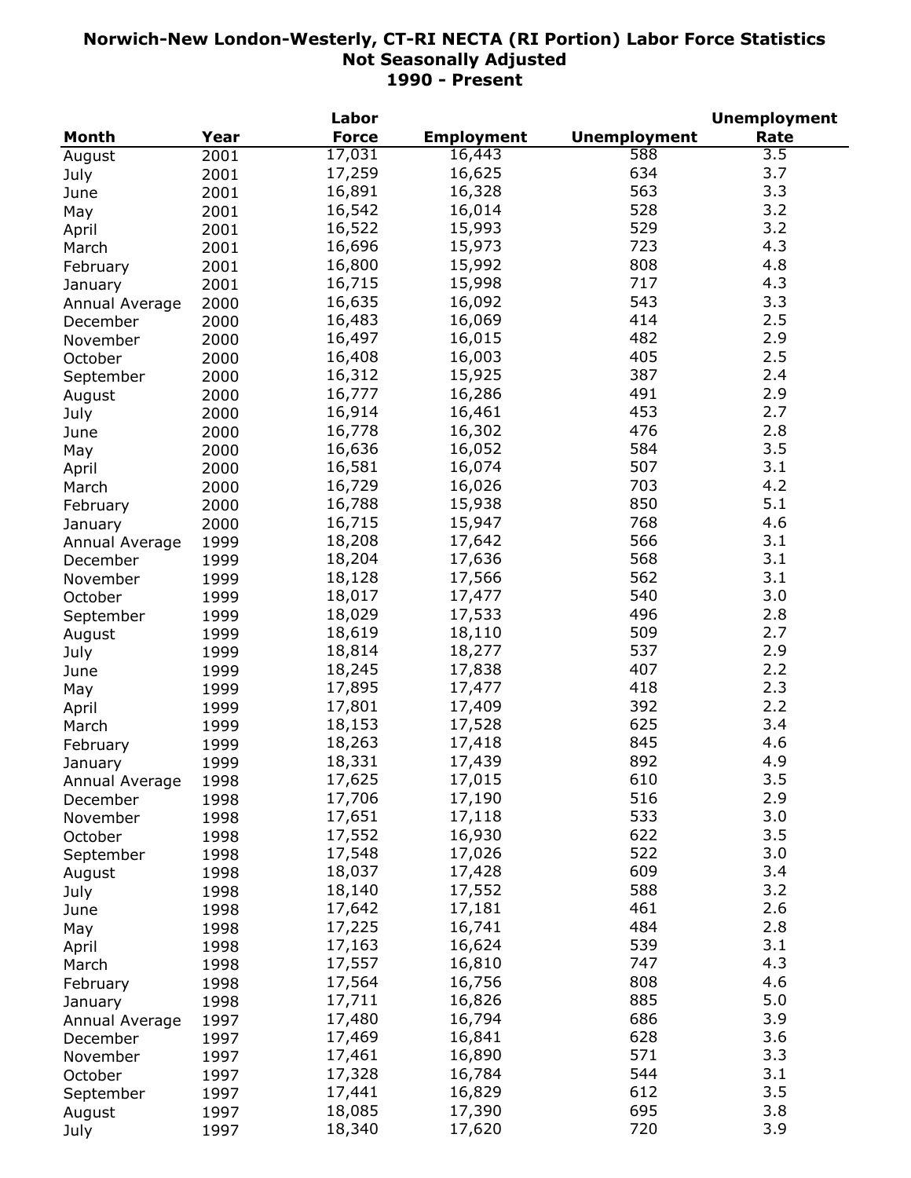# Norwich-New London-Westerly, CT-RI NECTA (RI Portion) Labor Force Statistics
## Not Seasonally Adjusted
## 1990 - Present

| Month | Year | Labor Force | Employment | Unemployment | Unemployment Rate |
|---|---|---|---|---|---|
| August | 2001 | 17,031 | 16,443 | 588 | 3.5 |
| July | 2001 | 17,259 | 16,625 | 634 | 3.7 |
| June | 2001 | 16,891 | 16,328 | 563 | 3.3 |
| May | 2001 | 16,542 | 16,014 | 528 | 3.2 |
| April | 2001 | 16,522 | 15,993 | 529 | 3.2 |
| March | 2001 | 16,696 | 15,973 | 723 | 4.3 |
| February | 2001 | 16,800 | 15,992 | 808 | 4.8 |
| January | 2001 | 16,715 | 15,998 | 717 | 4.3 |
| Annual Average | 2000 | 16,635 | 16,092 | 543 | 3.3 |
| December | 2000 | 16,483 | 16,069 | 414 | 2.5 |
| November | 2000 | 16,497 | 16,015 | 482 | 2.9 |
| October | 2000 | 16,408 | 16,003 | 405 | 2.5 |
| September | 2000 | 16,312 | 15,925 | 387 | 2.4 |
| August | 2000 | 16,777 | 16,286 | 491 | 2.9 |
| July | 2000 | 16,914 | 16,461 | 453 | 2.7 |
| June | 2000 | 16,778 | 16,302 | 476 | 2.8 |
| May | 2000 | 16,636 | 16,052 | 584 | 3.5 |
| April | 2000 | 16,581 | 16,074 | 507 | 3.1 |
| March | 2000 | 16,729 | 16,026 | 703 | 4.2 |
| February | 2000 | 16,788 | 15,938 | 850 | 5.1 |
| January | 2000 | 16,715 | 15,947 | 768 | 4.6 |
| Annual Average | 1999 | 18,208 | 17,642 | 566 | 3.1 |
| December | 1999 | 18,204 | 17,636 | 568 | 3.1 |
| November | 1999 | 18,128 | 17,566 | 562 | 3.1 |
| October | 1999 | 18,017 | 17,477 | 540 | 3.0 |
| September | 1999 | 18,029 | 17,533 | 496 | 2.8 |
| August | 1999 | 18,619 | 18,110 | 509 | 2.7 |
| July | 1999 | 18,814 | 18,277 | 537 | 2.9 |
| June | 1999 | 18,245 | 17,838 | 407 | 2.2 |
| May | 1999 | 17,895 | 17,477 | 418 | 2.3 |
| April | 1999 | 17,801 | 17,409 | 392 | 2.2 |
| March | 1999 | 18,153 | 17,528 | 625 | 3.4 |
| February | 1999 | 18,263 | 17,418 | 845 | 4.6 |
| January | 1999 | 18,331 | 17,439 | 892 | 4.9 |
| Annual Average | 1998 | 17,625 | 17,015 | 610 | 3.5 |
| December | 1998 | 17,706 | 17,190 | 516 | 2.9 |
| November | 1998 | 17,651 | 17,118 | 533 | 3.0 |
| October | 1998 | 17,552 | 16,930 | 622 | 3.5 |
| September | 1998 | 17,548 | 17,026 | 522 | 3.0 |
| August | 1998 | 18,037 | 17,428 | 609 | 3.4 |
| July | 1998 | 18,140 | 17,552 | 588 | 3.2 |
| June | 1998 | 17,642 | 17,181 | 461 | 2.6 |
| May | 1998 | 17,225 | 16,741 | 484 | 2.8 |
| April | 1998 | 17,163 | 16,624 | 539 | 3.1 |
| March | 1998 | 17,557 | 16,810 | 747 | 4.3 |
| February | 1998 | 17,564 | 16,756 | 808 | 4.6 |
| January | 1998 | 17,711 | 16,826 | 885 | 5.0 |
| Annual Average | 1997 | 17,480 | 16,794 | 686 | 3.9 |
| December | 1997 | 17,469 | 16,841 | 628 | 3.6 |
| November | 1997 | 17,461 | 16,890 | 571 | 3.3 |
| October | 1997 | 17,328 | 16,784 | 544 | 3.1 |
| September | 1997 | 17,441 | 16,829 | 612 | 3.5 |
| August | 1997 | 18,085 | 17,390 | 695 | 3.8 |
| July | 1997 | 18,340 | 17,620 | 720 | 3.9 |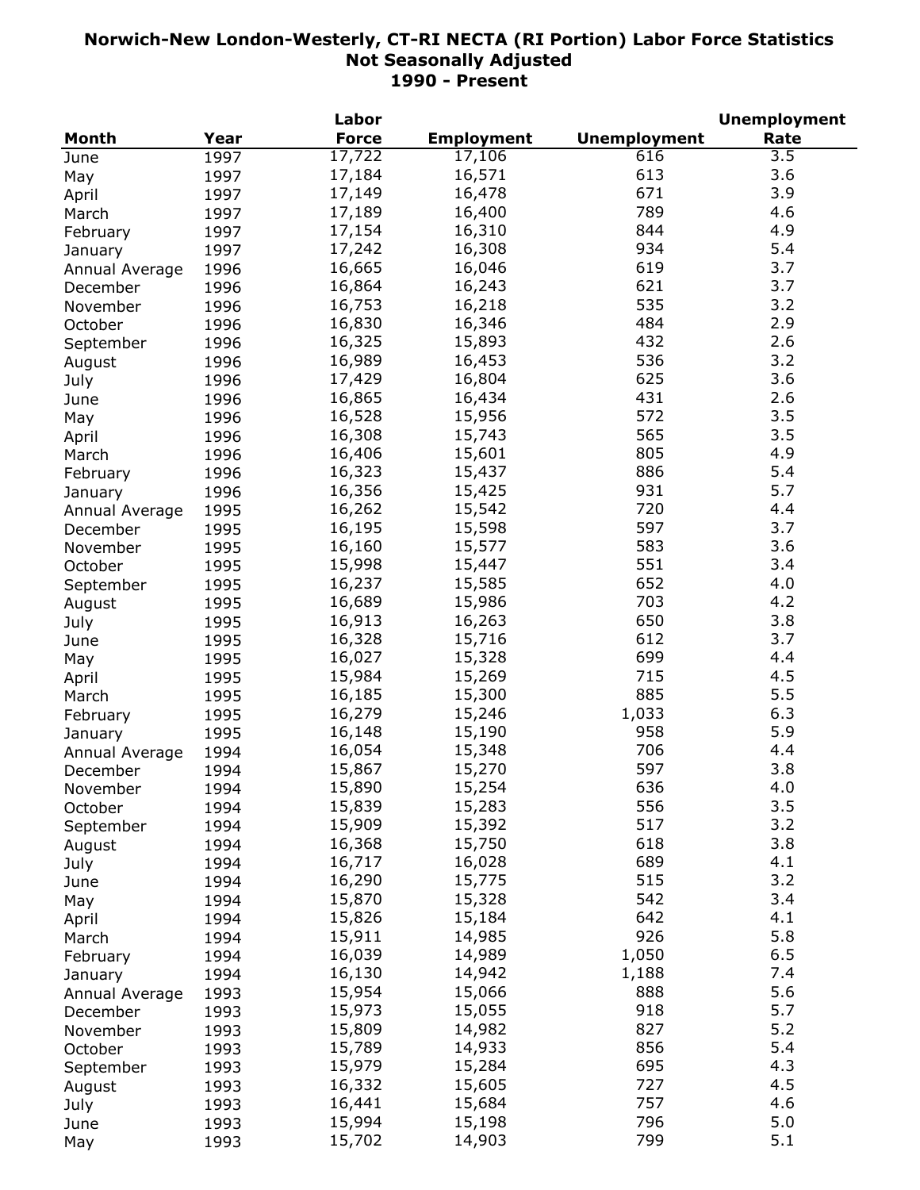# Norwich-New London-Westerly, CT-RI NECTA (RI Portion) Labor Force Statistics
## Not Seasonally Adjusted
## 1990 - Present

| Month | Year | Labor Force | Employment | Unemployment | Unemployment Rate |
|---|---|---|---|---|---|
| June | 1997 | 17,722 | 17,106 | 616 | 3.5 |
| May | 1997 | 17,184 | 16,571 | 613 | 3.6 |
| April | 1997 | 17,149 | 16,478 | 671 | 3.9 |
| March | 1997 | 17,189 | 16,400 | 789 | 4.6 |
| February | 1997 | 17,154 | 16,310 | 844 | 4.9 |
| January | 1997 | 17,242 | 16,308 | 934 | 5.4 |
| Annual Average | 1996 | 16,665 | 16,046 | 619 | 3.7 |
| December | 1996 | 16,864 | 16,243 | 621 | 3.7 |
| November | 1996 | 16,753 | 16,218 | 535 | 3.2 |
| October | 1996 | 16,830 | 16,346 | 484 | 2.9 |
| September | 1996 | 16,325 | 15,893 | 432 | 2.6 |
| August | 1996 | 16,989 | 16,453 | 536 | 3.2 |
| July | 1996 | 17,429 | 16,804 | 625 | 3.6 |
| June | 1996 | 16,865 | 16,434 | 431 | 2.6 |
| May | 1996 | 16,528 | 15,956 | 572 | 3.5 |
| April | 1996 | 16,308 | 15,743 | 565 | 3.5 |
| March | 1996 | 16,406 | 15,601 | 805 | 4.9 |
| February | 1996 | 16,323 | 15,437 | 886 | 5.4 |
| January | 1996 | 16,356 | 15,425 | 931 | 5.7 |
| Annual Average | 1995 | 16,262 | 15,542 | 720 | 4.4 |
| December | 1995 | 16,195 | 15,598 | 597 | 3.7 |
| November | 1995 | 16,160 | 15,577 | 583 | 3.6 |
| October | 1995 | 15,998 | 15,447 | 551 | 3.4 |
| September | 1995 | 16,237 | 15,585 | 652 | 4.0 |
| August | 1995 | 16,689 | 15,986 | 703 | 4.2 |
| July | 1995 | 16,913 | 16,263 | 650 | 3.8 |
| June | 1995 | 16,328 | 15,716 | 612 | 3.7 |
| May | 1995 | 16,027 | 15,328 | 699 | 4.4 |
| April | 1995 | 15,984 | 15,269 | 715 | 4.5 |
| March | 1995 | 16,185 | 15,300 | 885 | 5.5 |
| February | 1995 | 16,279 | 15,246 | 1,033 | 6.3 |
| January | 1995 | 16,148 | 15,190 | 958 | 5.9 |
| Annual Average | 1994 | 16,054 | 15,348 | 706 | 4.4 |
| December | 1994 | 15,867 | 15,270 | 597 | 3.8 |
| November | 1994 | 15,890 | 15,254 | 636 | 4.0 |
| October | 1994 | 15,839 | 15,283 | 556 | 3.5 |
| September | 1994 | 15,909 | 15,392 | 517 | 3.2 |
| August | 1994 | 16,368 | 15,750 | 618 | 3.8 |
| July | 1994 | 16,717 | 16,028 | 689 | 4.1 |
| June | 1994 | 16,290 | 15,775 | 515 | 3.2 |
| May | 1994 | 15,870 | 15,328 | 542 | 3.4 |
| April | 1994 | 15,826 | 15,184 | 642 | 4.1 |
| March | 1994 | 15,911 | 14,985 | 926 | 5.8 |
| February | 1994 | 16,039 | 14,989 | 1,050 | 6.5 |
| January | 1994 | 16,130 | 14,942 | 1,188 | 7.4 |
| Annual Average | 1993 | 15,954 | 15,066 | 888 | 5.6 |
| December | 1993 | 15,973 | 15,055 | 918 | 5.7 |
| November | 1993 | 15,809 | 14,982 | 827 | 5.2 |
| October | 1993 | 15,789 | 14,933 | 856 | 5.4 |
| September | 1993 | 15,979 | 15,284 | 695 | 4.3 |
| August | 1993 | 16,332 | 15,605 | 727 | 4.5 |
| July | 1993 | 16,441 | 15,684 | 757 | 4.6 |
| June | 1993 | 15,994 | 15,198 | 796 | 5.0 |
| May | 1993 | 15,702 | 14,903 | 799 | 5.1 |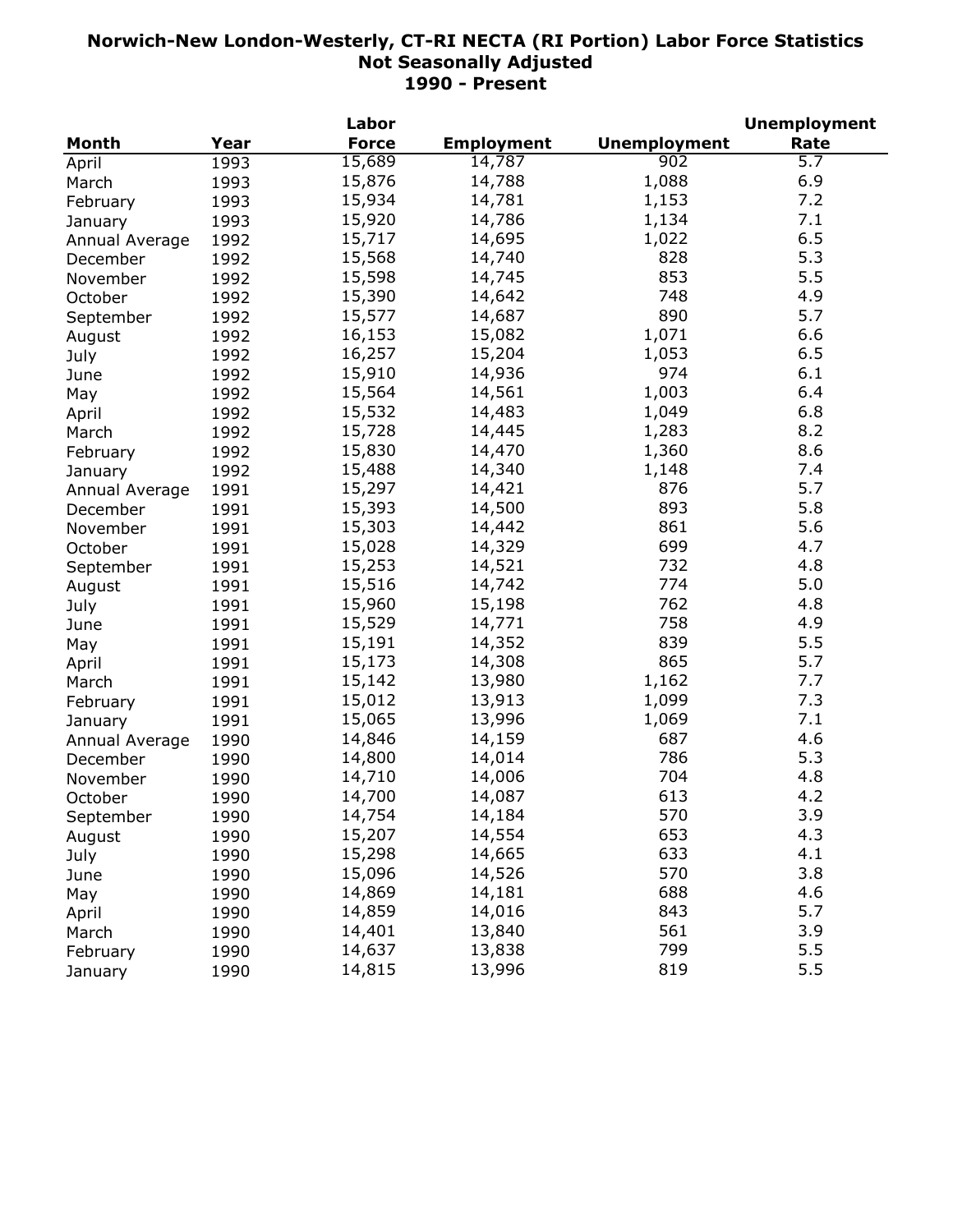# Norwich-New London-Westerly, CT-RI NECTA (RI Portion) Labor Force Statistics
## Not Seasonally Adjusted
## 1990 - Present

| Month | Year | Labor Force | Employment | Unemployment | Unemployment Rate |
|---|---|---|---|---|---|
| April | 1993 | 15,689 | 14,787 | 902 | 5.7 |
| March | 1993 | 15,876 | 14,788 | 1,088 | 6.9 |
| February | 1993 | 15,934 | 14,781 | 1,153 | 7.2 |
| January | 1993 | 15,920 | 14,786 | 1,134 | 7.1 |
| Annual Average | 1992 | 15,717 | 14,695 | 1,022 | 6.5 |
| December | 1992 | 15,568 | 14,740 | 828 | 5.3 |
| November | 1992 | 15,598 | 14,745 | 853 | 5.5 |
| October | 1992 | 15,390 | 14,642 | 748 | 4.9 |
| September | 1992 | 15,577 | 14,687 | 890 | 5.7 |
| August | 1992 | 16,153 | 15,082 | 1,071 | 6.6 |
| July | 1992 | 16,257 | 15,204 | 1,053 | 6.5 |
| June | 1992 | 15,910 | 14,936 | 974 | 6.1 |
| May | 1992 | 15,564 | 14,561 | 1,003 | 6.4 |
| April | 1992 | 15,532 | 14,483 | 1,049 | 6.8 |
| March | 1992 | 15,728 | 14,445 | 1,283 | 8.2 |
| February | 1992 | 15,830 | 14,470 | 1,360 | 8.6 |
| January | 1992 | 15,488 | 14,340 | 1,148 | 7.4 |
| Annual Average | 1991 | 15,297 | 14,421 | 876 | 5.7 |
| December | 1991 | 15,393 | 14,500 | 893 | 5.8 |
| November | 1991 | 15,303 | 14,442 | 861 | 5.6 |
| October | 1991 | 15,028 | 14,329 | 699 | 4.7 |
| September | 1991 | 15,253 | 14,521 | 732 | 4.8 |
| August | 1991 | 15,516 | 14,742 | 774 | 5.0 |
| July | 1991 | 15,960 | 15,198 | 762 | 4.8 |
| June | 1991 | 15,529 | 14,771 | 758 | 4.9 |
| May | 1991 | 15,191 | 14,352 | 839 | 5.5 |
| April | 1991 | 15,173 | 14,308 | 865 | 5.7 |
| March | 1991 | 15,142 | 13,980 | 1,162 | 7.7 |
| February | 1991 | 15,012 | 13,913 | 1,099 | 7.3 |
| January | 1991 | 15,065 | 13,996 | 1,069 | 7.1 |
| Annual Average | 1990 | 14,846 | 14,159 | 687 | 4.6 |
| December | 1990 | 14,800 | 14,014 | 786 | 5.3 |
| November | 1990 | 14,710 | 14,006 | 704 | 4.8 |
| October | 1990 | 14,700 | 14,087 | 613 | 4.2 |
| September | 1990 | 14,754 | 14,184 | 570 | 3.9 |
| August | 1990 | 15,207 | 14,554 | 653 | 4.3 |
| July | 1990 | 15,298 | 14,665 | 633 | 4.1 |
| June | 1990 | 15,096 | 14,526 | 570 | 3.8 |
| May | 1990 | 14,869 | 14,181 | 688 | 4.6 |
| April | 1990 | 14,859 | 14,016 | 843 | 5.7 |
| March | 1990 | 14,401 | 13,840 | 561 | 3.9 |
| February | 1990 | 14,637 | 13,838 | 799 | 5.5 |
| January | 1990 | 14,815 | 13,996 | 819 | 5.5 |